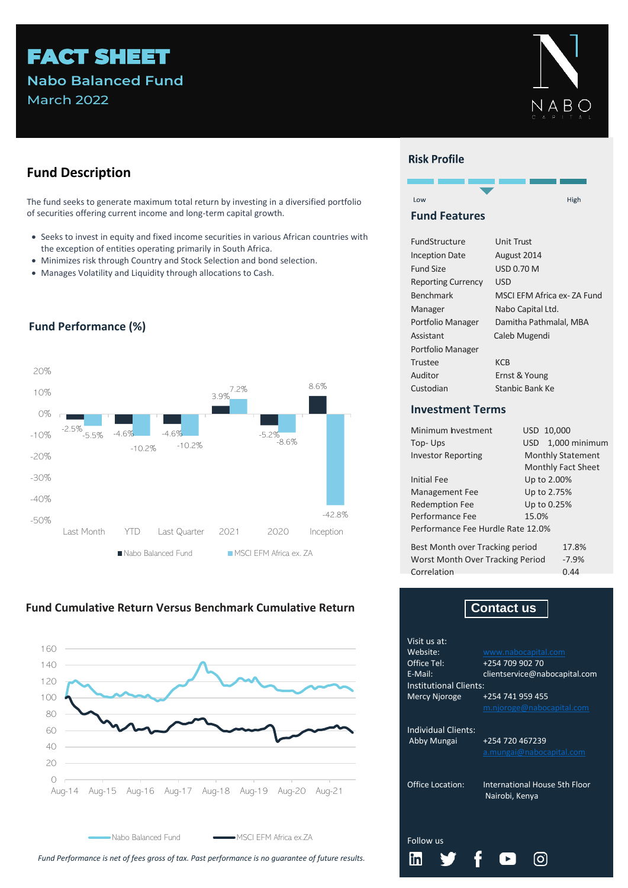# FACT SHEET

## Nabo Balanced Fund

March 2022

NABO CAPITAL

## Fund Description

The fund seeks to generate maximum total return by investing in a diversified portfolio of securities offering current income and long-term capital growth.

- Seeks to invest in equity and fixed income securities in various African countries with the exception of entities operating primarily in South Africa.
- Minimizes risk through Country and Stock Selection and bond selection.
- Manages Volatility and Liquidity through allocations to Cash.

## Fund Performance (%)

| | Last Month | YTD | Last Quarter | 2021 | 2020 | Inception |
|---|---|---|---|---|---|---|
| Nabo Balanced Fund | -2.5% | -4.6% | -4.6% | 3.9% | -5.2% | 8.6% |
| MSCI EFM Africa ex. ZA | -5.5% | -10.2% | -10.2% | 7.2% | -8.6% | -42.8% |

## Fund Cumulative Return Versus Benchmark Cumulative Return

Nabo Balanced Fund — MSCI EFM Africa ex.ZA (Aug-14 to Aug-21)

*Fund Performance is net of fees gross of tax. Past performance is no guarantee of future results.*

## Risk Profile

Low — High

## Fund Features

| | |
|---|---|
| FundStructure | Unit Trust |
| Inception Date | August 2014 |
| Fund Size | USD 0.70 M |
| Reporting Currency | USD |
| Benchmark | MSCI EFM Africa ex- ZA Fund |
| Manager | Nabo Capital Ltd. |
| Portfolio Manager | Damitha Pathmalal, MBA |
| Assistant Portfolio Manager | Caleb Mugendi |
| Trustee | KCB |
| Auditor | Ernst & Young |
| Custodian | Stanbic Bank Ke |

## Investment Terms

| | |
|---|---|
| Minimum Investment | USD 10,000 |
| Top- Ups | USD 1,000 minimum |
| Investor Reporting | Monthly Statement<br>Monthly Fact Sheet |
| Initial Fee | Up to 2.00% |
| Management Fee | Up to 2.75% |
| Redemption Fee | Up to 0.25% |
| Performance Fee | 15.0% |
| Performance Fee Hurdle Rate | 12.0% |

| | |
|---|---|
| Best Month over Tracking period | 17.8% |
| Worst Month Over Tracking Period | -7.9% |
| Correlation | 0.44 |

## Contact us

Visit us at:

Website: www.nabocapital.com

Office Tel: +254 709 902 70

E-Mail: clientservice@nabocapital.com

Institutional Clients:

Mercy Njoroge +254 741 959 455 m.njoroge@nabocapital.com

Individual Clients:

Abby Mungai +254 720 467239 a.mungai@nabocapital.com

Office Location: International House 5th Floor Nairobi, Kenya

Follow us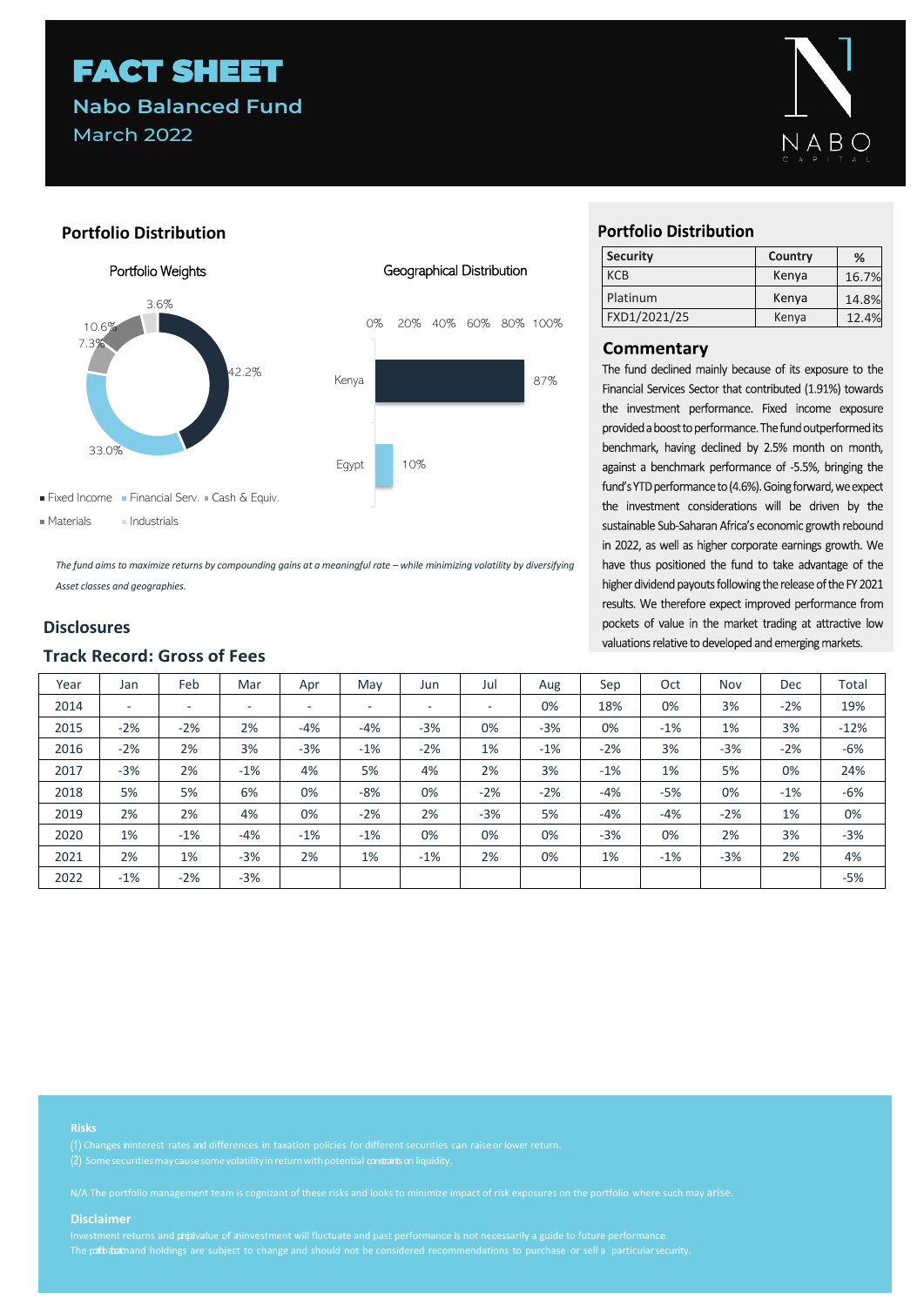# FACT SHEET

## Nabo Balanced Fund

March 2022

NABO CAPITAL

## Portfolio Distribution

Portfolio Weights

3.6%
10.6%
7.3%
42.2%
33.0%

Fixed Income
Financial Serv.
Cash & Equiv.
Materials
Industrials

Geographical Distribution

0% 20% 40% 60% 80% 100%

Kenya 87%

Egypt 10%

*The fund aims to maximize returns by compounding gains at a meaningful rate – while minimizing volatility by diversifying Asset classes and geographies.*

## Portfolio Distribution

| Security | Country | % |
|---|---|---|
| KCB | Kenya | 16.7% |
| Platinum | Kenya | 14.8% |
| FXD1/2021/25 | Kenya | 12.4% |

## Commentary

The fund declined mainly because of its exposure to the Financial Services Sector that contributed (1.91%) towards the investment performance. Fixed income exposure provided a boost to performance. The fund outperformed its benchmark, having declined by 2.5% month on month, against a benchmark performance of -5.5%, bringing the fund's YTD performance to (4.6%). Going forward, we expect the investment considerations will be driven by the sustainable Sub-Saharan Africa's economic growth rebound in 2022, as well as higher corporate earnings growth. We have thus positioned the fund to take advantage of the higher dividend payouts following the release of the FY 2021 results. We therefore expect improved performance from pockets of value in the market trading at attractive low valuations relative to developed and emerging markets.

## Disclosures

## Track Record: Gross of Fees

| Year | Jan | Feb | Mar | Apr | May | Jun | Jul | Aug | Sep | Oct | Nov | Dec | Total |
|---|---|---|---|---|---|---|---|---|---|---|---|---|---|
| 2014 | - | - | - | - | - | - | - | 0% | 18% | 0% | 3% | -2% | 19% |
| 2015 | -2% | -2% | 2% | -4% | -4% | -3% | 0% | -3% | 0% | -1% | 1% | 3% | -12% |
| 2016 | -2% | 2% | 3% | -3% | -1% | -2% | 1% | -1% | -2% | 3% | -3% | -2% | -6% |
| 2017 | -3% | 2% | -1% | 4% | 5% | 4% | 2% | 3% | -1% | 1% | 5% | 0% | 24% |
| 2018 | 5% | 5% | 6% | 0% | -8% | 0% | -2% | -2% | -4% | -5% | 0% | -1% | -6% |
| 2019 | 2% | 2% | 4% | 0% | -2% | 2% | -3% | 5% | -4% | -4% | -2% | 1% | 0% |
| 2020 | 1% | -1% | -4% | -1% | -1% | 0% | 0% | 0% | -3% | 0% | 2% | 3% | -3% |
| 2021 | 2% | 1% | -3% | 2% | 1% | -1% | 2% | 0% | 1% | -1% | -3% | 2% | 4% |
| 2022 | -1% | -2% | -3% | | | | | | | | | | -5% |

**Risks**

(1) Changes in interest rates and differences in taxation policies for different securities can raise or lower return.
(2) Some securities may cause some volatility in return with potential constraints on liquidity.

N/A The portfolio management team is cognizant of these risks and looks to minimize impact of risk exposures on the portfolio where such may arise.

**Disclaimer**

Investment returns and principal value of an investment will fluctuate and past performance is not necessarily a guide to future performance.
The portfolio allocation and holdings are subject to change and should not be considered recommendations to purchase or sell a particular security.